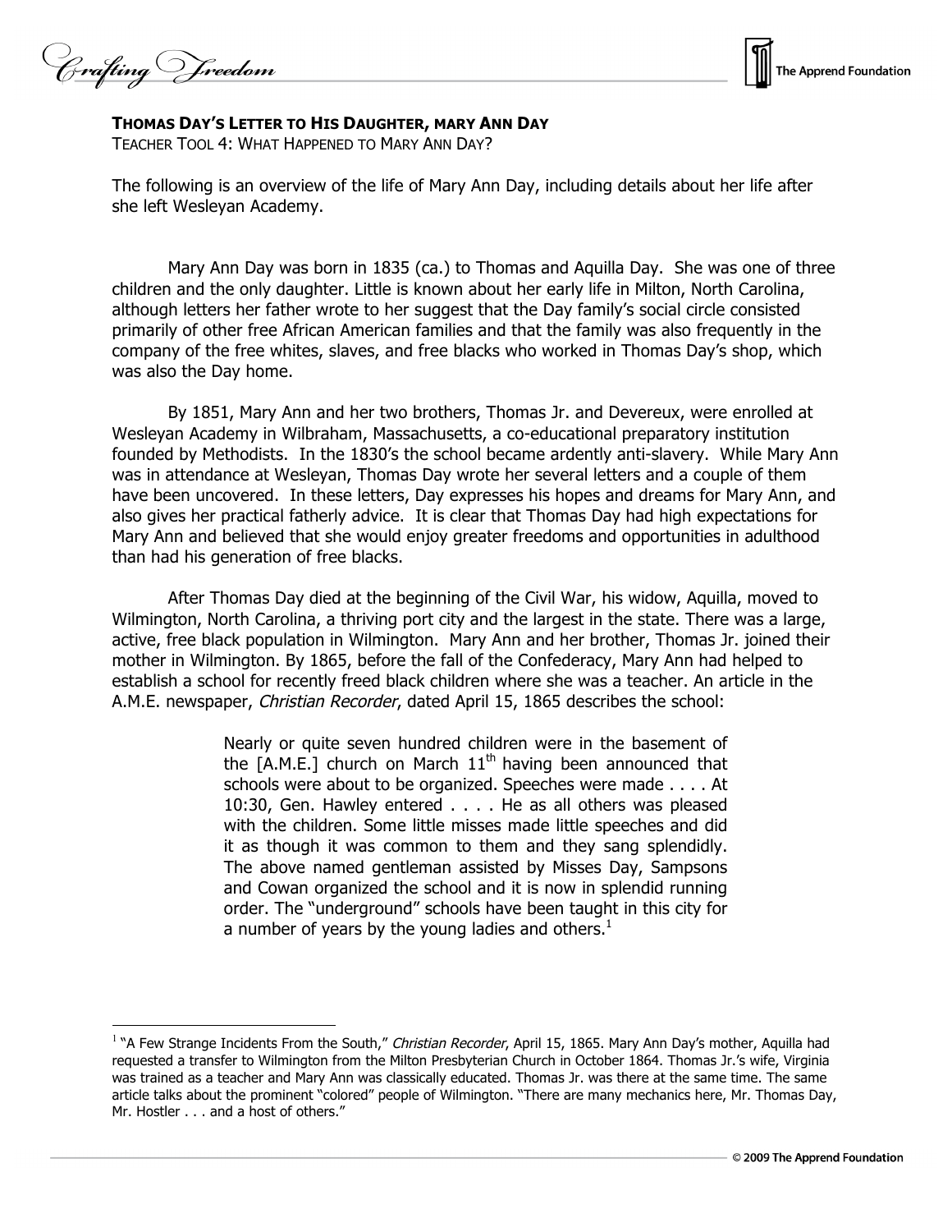## THOMAS DAY'S LETTER TO HIS DAUGHTER, MARY ANN DAY

TEACHER TOOL 4: WHAT HAPPENED TO MARY ANN DAY?

The following is an overview of the life of Mary Ann Day, including details about her life after she left Wesleyan Academy.

Mary Ann Day was born in 1835 (ca.) to Thomas and Aquilla Day. She was one of three children and the only daughter. Little is known about her early life in Milton, North Carolina, although letters her father wrote to her suggest that the Day family's social circle consisted primarily of other free African American families and that the family was also frequently in the company of the free whites, slaves, and free blacks who worked in Thomas Day's shop, which was also the Day home.

By 1851, Mary Ann and her two brothers, Thomas Jr. and Devereux, were enrolled at Wesleyan Academy in Wilbraham, Massachusetts, a co-educational preparatory institution founded by Methodists. In the 1830's the school became ardently anti-slavery. While Mary Ann was in attendance at Wesleyan, Thomas Day wrote her several letters and a couple of them have been uncovered. In these letters, Day expresses his hopes and dreams for Mary Ann, and also gives her practical fatherly advice. It is clear that Thomas Day had high expectations for Mary Ann and believed that she would enjoy greater freedoms and opportunities in adulthood than had his generation of free blacks.

After Thomas Day died at the beginning of the Civil War, his widow, Aquilla, moved to Wilmington, North Carolina, a thriving port city and the largest in the state. There was a large, active, free black population in Wilmington. Mary Ann and her brother, Thomas Jr. joined their mother in Wilmington. By 1865, before the fall of the Confederacy, Mary Ann had helped to establish a school for recently freed black children where she was a teacher. An article in the A.M.E. newspaper, *Christian Recorder*, dated April 15, 1865 describes the school:

> Nearly or quite seven hundred children were in the basement of the [A.M.E.] church on March 11th having been announced that schools were about to be organized. Speeches were made . . . . At 10:30, Gen. Hawley entered . . . . He as all others was pleased with the children. Some little misses made little speeches and did it as though it was common to them and they sang splendidly. The above named gentleman assisted by Misses Day, Sampsons and Cowan organized the school and it is now in splendid running order. The "underground" schools have been taught in this city for a number of years by the young ladies and others.[1]

---

[1] "A Few Strange Incidents From the South," *Christian Recorder*, April 15, 1865. Mary Ann Day's mother, Aquilla had requested a transfer to Wilmington from the Milton Presbyterian Church in October 1864. Thomas Jr.'s wife, Virginia was trained as a teacher and Mary Ann was classically educated. Thomas Jr. was there at the same time. The same article talks about the prominent "colored" people of Wilmington. "There are many mechanics here, Mr. Thomas Day, Mr. Hostler . . . and a host of others."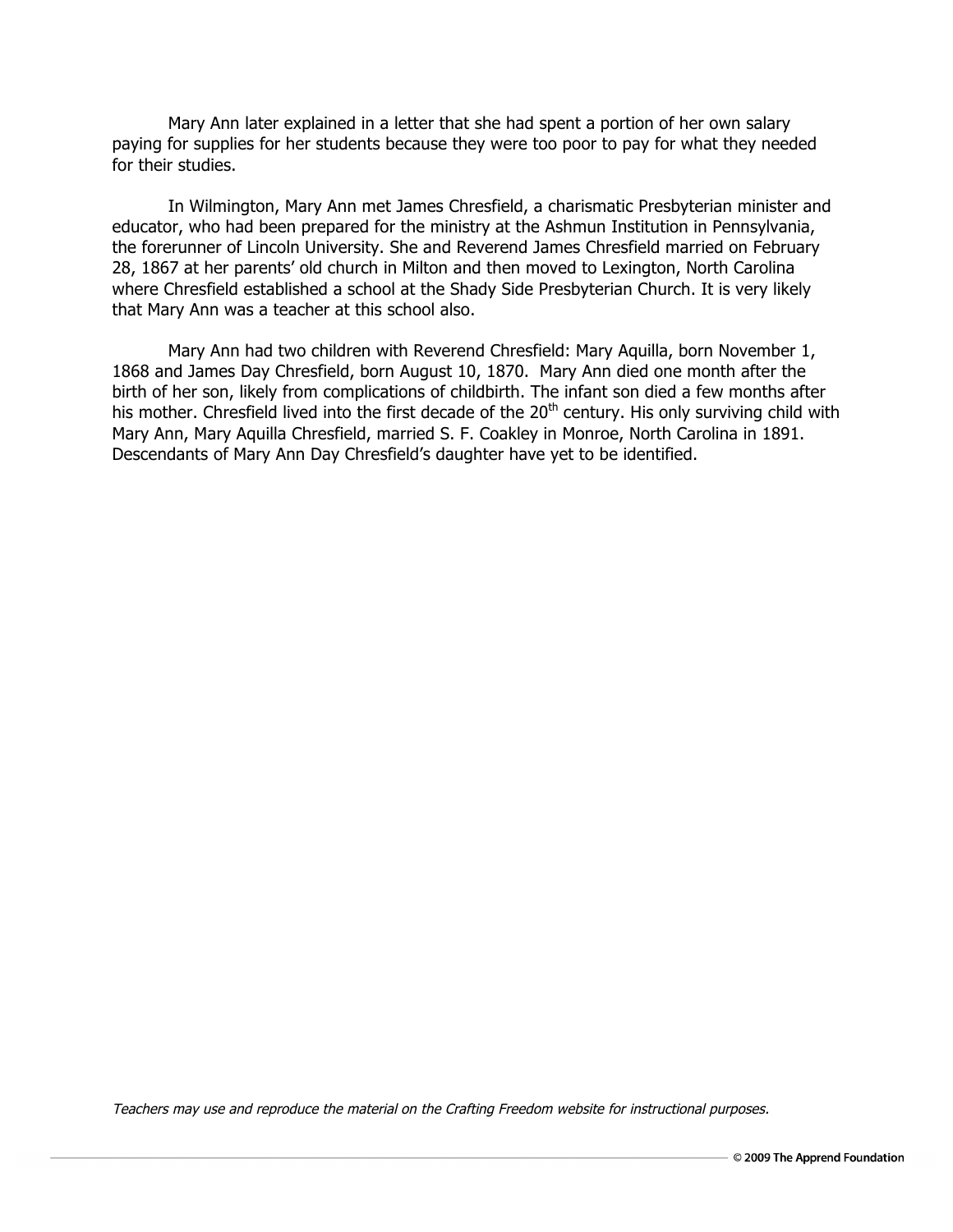Mary Ann later explained in a letter that she had spent a portion of her own salary paying for supplies for her students because they were too poor to pay for what they needed for their studies.

In Wilmington, Mary Ann met James Chresfield, a charismatic Presbyterian minister and educator, who had been prepared for the ministry at the Ashmun Institution in Pennsylvania, the forerunner of Lincoln University. She and Reverend James Chresfield married on February 28, 1867 at her parents' old church in Milton and then moved to Lexington, North Carolina where Chresfield established a school at the Shady Side Presbyterian Church. It is very likely that Mary Ann was a teacher at this school also.

Mary Ann had two children with Reverend Chresfield: Mary Aquilla, born November 1, 1868 and James Day Chresfield, born August 10, 1870. Mary Ann died one month after the birth of her son, likely from complications of childbirth. The infant son died a few months after his mother. Chresfield lived into the first decade of the 20th century. His only surviving child with Mary Ann, Mary Aquilla Chresfield, married S. F. Coakley in Monroe, North Carolina in 1891. Descendants of Mary Ann Day Chresfield's daughter have yet to be identified.

*Teachers may use and reproduce the material on the Crafting Freedom website for instructional purposes.*